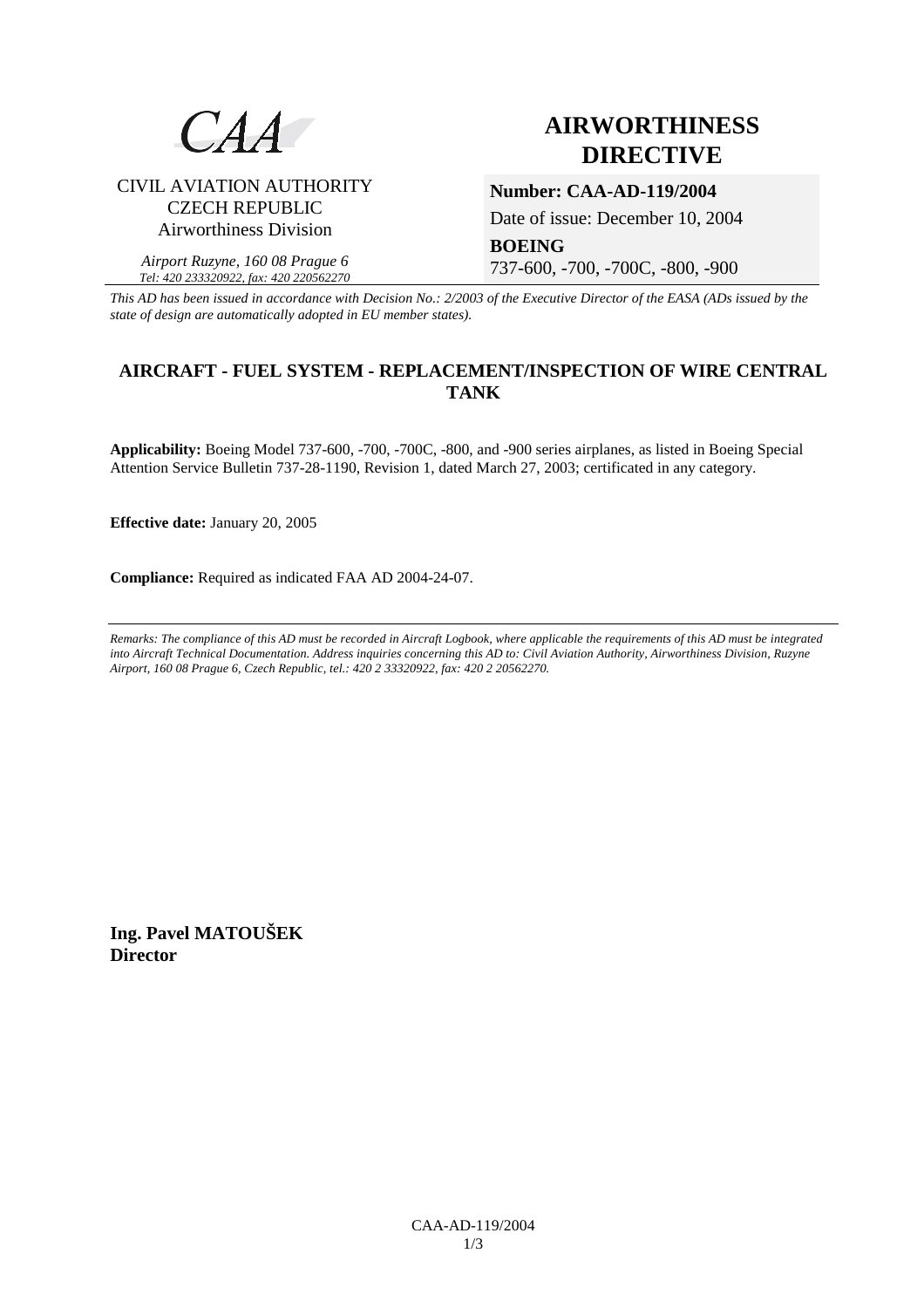CAA

CIVIL AVIATION AUTHORITY
CZECH REPUBLIC
Airworthiness Division

*Airport Ruzyne, 160 08 Prague 6*
*Tel: 420 233320922, fax: 420 220562270*

# AIRWORTHINESS DIRECTIVE

**Number: CAA-AD-119/2004**

Date of issue: December 10, 2004

**BOEING**

737-600, -700, -700C, -800, -900

*This AD has been issued in accordance with Decision No.: 2/2003 of the Executive Director of the EASA (ADs issued by the state of design are automatically adopted in EU member states).*

## AIRCRAFT - FUEL SYSTEM - REPLACEMENT/INSPECTION OF WIRE CENTRAL TANK

**Applicability:** Boeing Model 737-600, -700, -700C, -800, and -900 series airplanes, as listed in Boeing Special Attention Service Bulletin 737-28-1190, Revision 1, dated March 27, 2003; certificated in any category.

**Effective date:** January 20, 2005

**Compliance:** Required as indicated FAA AD 2004-24-07.

---

*Remarks: The compliance of this AD must be recorded in Aircraft Logbook, where applicable the requirements of this AD must be integrated into Aircraft Technical Documentation. Address inquiries concerning this AD to: Civil Aviation Authority, Airworthiness Division, Ruzyne Airport, 160 08 Prague 6, Czech Republic, tel.: 420 2 33320922, fax: 420 2 20562270.*

**Ing. Pavel MATOUŠEK**
**Director**

CAA-AD-119/2004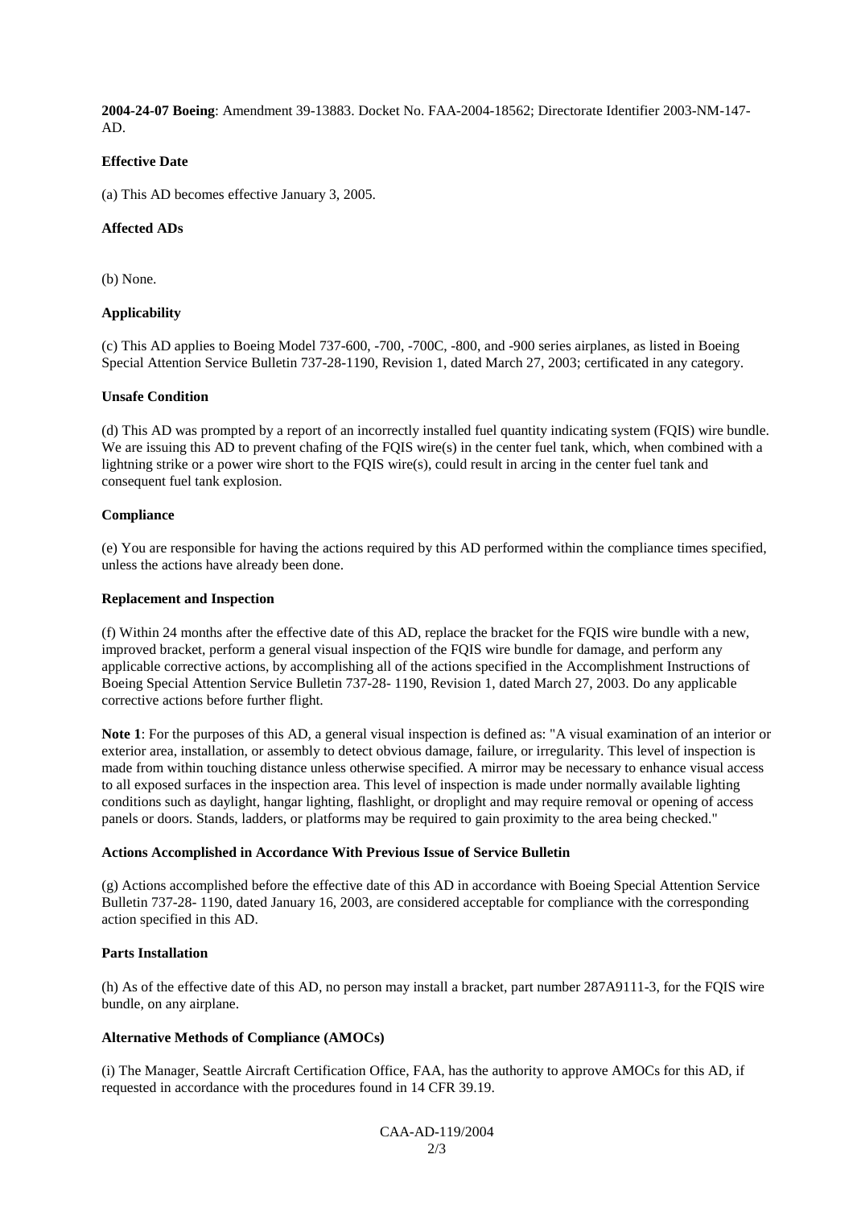**2004-24-07 Boeing**: Amendment 39-13883. Docket No. FAA-2004-18562; Directorate Identifier 2003-NM-147-AD.

**Effective Date**

(a) This AD becomes effective January 3, 2005.

**Affected ADs**

(b) None.

**Applicability**

(c) This AD applies to Boeing Model 737-600, -700, -700C, -800, and -900 series airplanes, as listed in Boeing Special Attention Service Bulletin 737-28-1190, Revision 1, dated March 27, 2003; certificated in any category.

**Unsafe Condition**

(d) This AD was prompted by a report of an incorrectly installed fuel quantity indicating system (FQIS) wire bundle. We are issuing this AD to prevent chafing of the FQIS wire(s) in the center fuel tank, which, when combined with a lightning strike or a power wire short to the FQIS wire(s), could result in arcing in the center fuel tank and consequent fuel tank explosion.

**Compliance**

(e) You are responsible for having the actions required by this AD performed within the compliance times specified, unless the actions have already been done.

**Replacement and Inspection**

(f) Within 24 months after the effective date of this AD, replace the bracket for the FQIS wire bundle with a new, improved bracket, perform a general visual inspection of the FQIS wire bundle for damage, and perform any applicable corrective actions, by accomplishing all of the actions specified in the Accomplishment Instructions of Boeing Special Attention Service Bulletin 737-28- 1190, Revision 1, dated March 27, 2003. Do any applicable corrective actions before further flight.

**Note 1**: For the purposes of this AD, a general visual inspection is defined as: "A visual examination of an interior or exterior area, installation, or assembly to detect obvious damage, failure, or irregularity. This level of inspection is made from within touching distance unless otherwise specified. A mirror may be necessary to enhance visual access to all exposed surfaces in the inspection area. This level of inspection is made under normally available lighting conditions such as daylight, hangar lighting, flashlight, or droplight and may require removal or opening of access panels or doors. Stands, ladders, or platforms may be required to gain proximity to the area being checked."

**Actions Accomplished in Accordance With Previous Issue of Service Bulletin**

(g) Actions accomplished before the effective date of this AD in accordance with Boeing Special Attention Service Bulletin 737-28- 1190, dated January 16, 2003, are considered acceptable for compliance with the corresponding action specified in this AD.

**Parts Installation**

(h) As of the effective date of this AD, no person may install a bracket, part number 287A9111-3, for the FQIS wire bundle, on any airplane.

**Alternative Methods of Compliance (AMOCs)**

(i) The Manager, Seattle Aircraft Certification Office, FAA, has the authority to approve AMOCs for this AD, if requested in accordance with the procedures found in 14 CFR 39.19.

CAA-AD-119/2004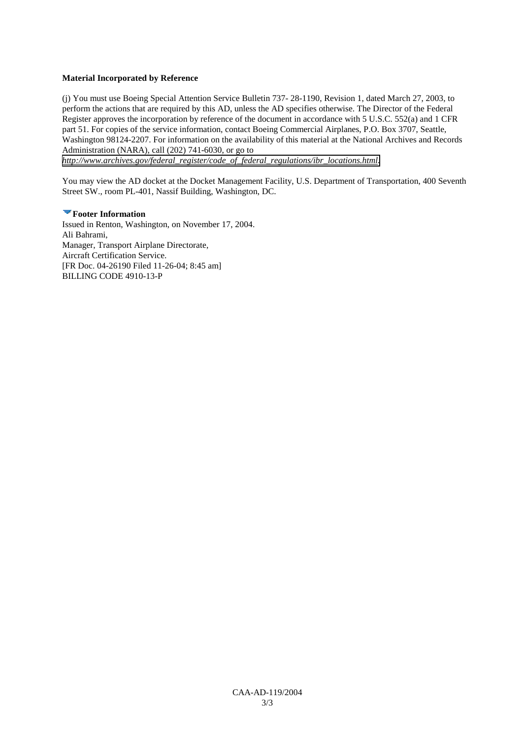**Material Incorporated by Reference**

(j) You must use Boeing Special Attention Service Bulletin 737- 28-1190, Revision 1, dated March 27, 2003, to perform the actions that are required by this AD, unless the AD specifies otherwise. The Director of the Federal Register approves the incorporation by reference of the document in accordance with 5 U.S.C. 552(a) and 1 CFR part 51. For copies of the service information, contact Boeing Commercial Airplanes, P.O. Box 3707, Seattle, Washington 98124-2207. For information on the availability of this material at the National Archives and Records Administration (NARA), call (202) 741-6030, or go to *http://www.archives.gov/federal_register/code_of_federal_regulations/ibr_locations.html*.

You may view the AD docket at the Docket Management Facility, U.S. Department of Transportation, 400 Seventh Street SW., room PL-401, Nassif Building, Washington, DC.

**Footer Information**

Issued in Renton, Washington, on November 17, 2004.
Ali Bahrami,
Manager, Transport Airplane Directorate,
Aircraft Certification Service.
[FR Doc. 04-26190 Filed 11-26-04; 8:45 am]
BILLING CODE 4910-13-P

CAA-AD-119/2004